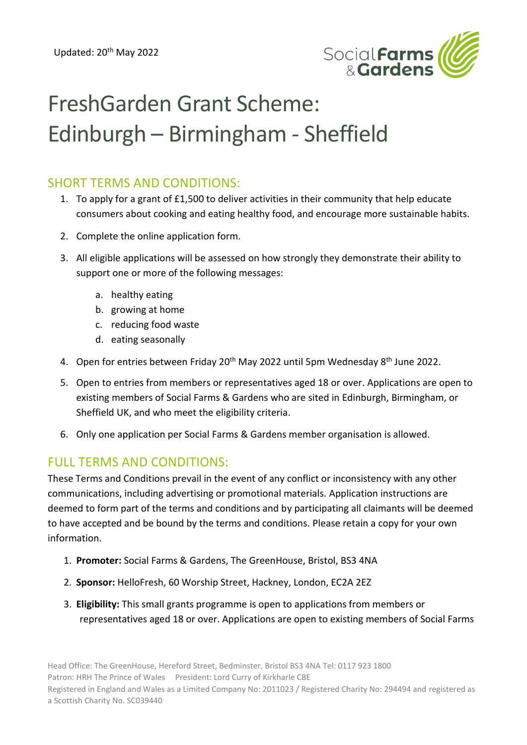Updated: 20th May 2022

# FreshGarden Grant Scheme: Edinburgh – Birmingham - Sheffield

## SHORT TERMS AND CONDITIONS:

1. To apply for a grant of £1,500 to deliver activities in their community that help educate consumers about cooking and eating healthy food, and encourage more sustainable habits.
2. Complete the online application form.
3. All eligible applications will be assessed on how strongly they demonstrate their ability to support one or more of the following messages:
   a. healthy eating
   b. growing at home
   c. reducing food waste
   d. eating seasonally
4. Open for entries between Friday 20th May 2022 until 5pm Wednesday 8th June 2022.
5. Open to entries from members or representatives aged 18 or over. Applications are open to existing members of Social Farms & Gardens who are sited in Edinburgh, Birmingham, or Sheffield UK, and who meet the eligibility criteria.
6. Only one application per Social Farms & Gardens member organisation is allowed.

## FULL TERMS AND CONDITIONS:

These Terms and Conditions prevail in the event of any conflict or inconsistency with any other communications, including advertising or promotional materials. Application instructions are deemed to form part of the terms and conditions and by participating all claimants will be deemed to have accepted and be bound by the terms and conditions. Please retain a copy for your own information.

1. **Promoter:** Social Farms & Gardens, The GreenHouse, Bristol, BS3 4NA
2. **Sponsor:** HelloFresh, 60 Worship Street, Hackney, London, EC2A 2EZ
3. **Eligibility:** This small grants programme is open to applications from members or representatives aged 18 or over. Applications are open to existing members of Social Farms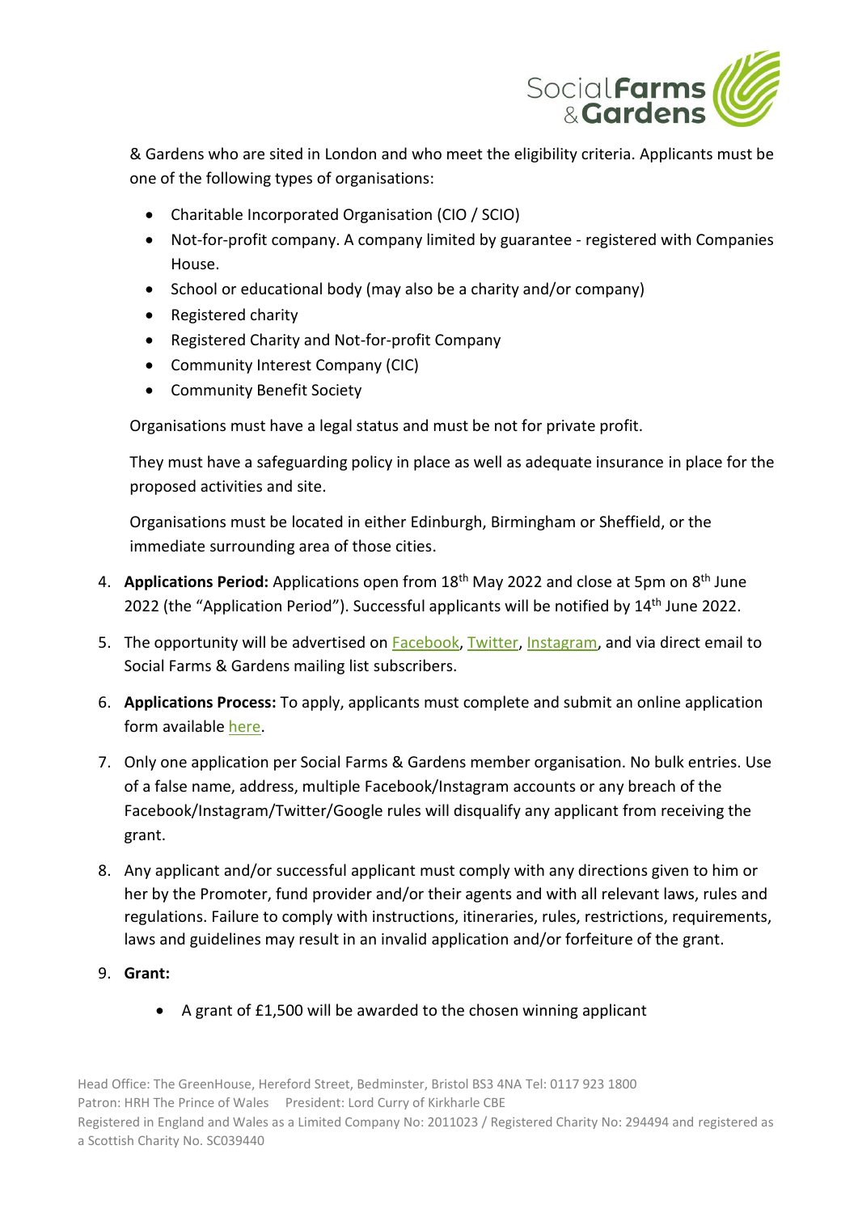& Gardens who are sited in London and who meet the eligibility criteria. Applicants must be one of the following types of organisations:

- Charitable Incorporated Organisation (CIO / SCIO)
- Not-for-profit company. A company limited by guarantee - registered with Companies House.
- School or educational body (may also be a charity and/or company)
- Registered charity
- Registered Charity and Not-for-profit Company
- Community Interest Company (CIC)
- Community Benefit Society

Organisations must have a legal status and must be not for private profit.

They must have a safeguarding policy in place as well as adequate insurance in place for the proposed activities and site.

Organisations must be located in either Edinburgh, Birmingham or Sheffield, or the immediate surrounding area of those cities.

4. **Applications Period:** Applications open from 18th May 2022 and close at 5pm on 8th June 2022 (the "Application Period"). Successful applicants will be notified by 14th June 2022.
5. The opportunity will be advertised on Facebook, Twitter, Instagram, and via direct email to Social Farms & Gardens mailing list subscribers.
6. **Applications Process:** To apply, applicants must complete and submit an online application form available here.
7. Only one application per Social Farms & Gardens member organisation. No bulk entries. Use of a false name, address, multiple Facebook/Instagram accounts or any breach of the Facebook/Instagram/Twitter/Google rules will disqualify any applicant from receiving the grant.
8. Any applicant and/or successful applicant must comply with any directions given to him or her by the Promoter, fund provider and/or their agents and with all relevant laws, rules and regulations. Failure to comply with instructions, itineraries, rules, restrictions, requirements, laws and guidelines may result in an invalid application and/or forfeiture of the grant.
9. **Grant:**
   - A grant of £1,500 will be awarded to the chosen winning applicant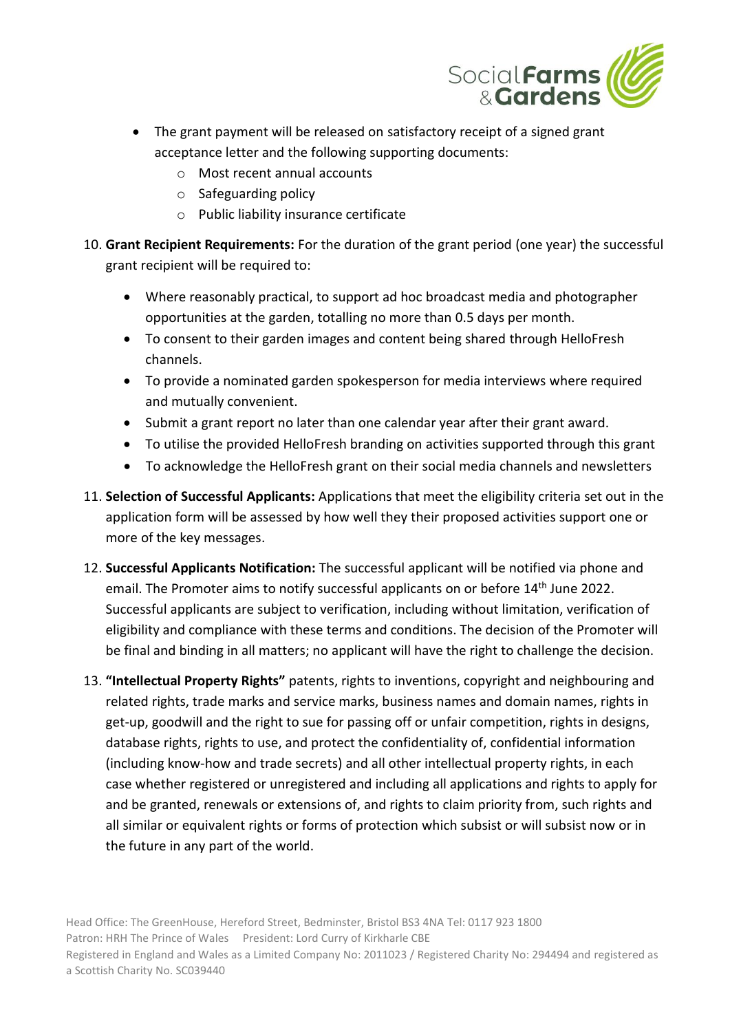- The grant payment will be released on satisfactory receipt of a signed grant acceptance letter and the following supporting documents:
    - Most recent annual accounts
    - Safeguarding policy
    - Public liability insurance certificate

10. **Grant Recipient Requirements:** For the duration of the grant period (one year) the successful grant recipient will be required to:

    - Where reasonably practical, to support ad hoc broadcast media and photographer opportunities at the garden, totalling no more than 0.5 days per month.
    - To consent to their garden images and content being shared through HelloFresh channels.
    - To provide a nominated garden spokesperson for media interviews where required and mutually convenient.
    - Submit a grant report no later than one calendar year after their grant award.
    - To utilise the provided HelloFresh branding on activities supported through this grant
    - To acknowledge the HelloFresh grant on their social media channels and newsletters

11. **Selection of Successful Applicants:** Applications that meet the eligibility criteria set out in the application form will be assessed by how well they their proposed activities support one or more of the key messages.

12. **Successful Applicants Notification:** The successful applicant will be notified via phone and email. The Promoter aims to notify successful applicants on or before 14th June 2022. Successful applicants are subject to verification, including without limitation, verification of eligibility and compliance with these terms and conditions. The decision of the Promoter will be final and binding in all matters; no applicant will have the right to challenge the decision.

13. **"Intellectual Property Rights"** patents, rights to inventions, copyright and neighbouring and related rights, trade marks and service marks, business names and domain names, rights in get-up, goodwill and the right to sue for passing off or unfair competition, rights in designs, database rights, rights to use, and protect the confidentiality of, confidential information (including know-how and trade secrets) and all other intellectual property rights, in each case whether registered or unregistered and including all applications and rights to apply for and be granted, renewals or extensions of, and rights to claim priority from, such rights and all similar or equivalent rights or forms of protection which subsist or will subsist now or in the future in any part of the world.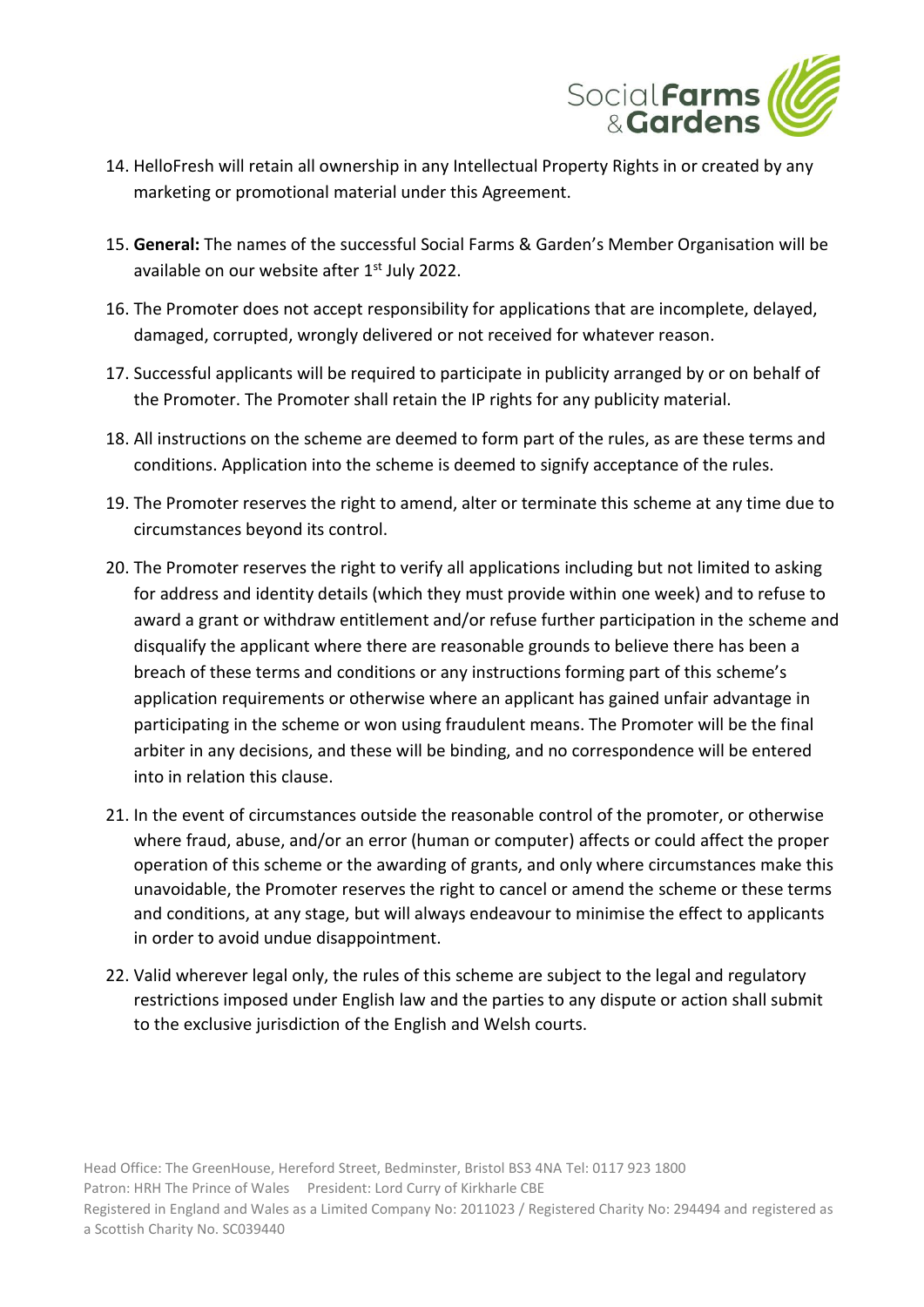14. HelloFresh will retain all ownership in any Intellectual Property Rights in or created by any marketing or promotional material under this Agreement.

15. **General:** The names of the successful Social Farms & Garden's Member Organisation will be available on our website after 1st July 2022.

16. The Promoter does not accept responsibility for applications that are incomplete, delayed, damaged, corrupted, wrongly delivered or not received for whatever reason.

17. Successful applicants will be required to participate in publicity arranged by or on behalf of the Promoter. The Promoter shall retain the IP rights for any publicity material.

18. All instructions on the scheme are deemed to form part of the rules, as are these terms and conditions. Application into the scheme is deemed to signify acceptance of the rules.

19. The Promoter reserves the right to amend, alter or terminate this scheme at any time due to circumstances beyond its control.

20. The Promoter reserves the right to verify all applications including but not limited to asking for address and identity details (which they must provide within one week) and to refuse to award a grant or withdraw entitlement and/or refuse further participation in the scheme and disqualify the applicant where there are reasonable grounds to believe there has been a breach of these terms and conditions or any instructions forming part of this scheme's application requirements or otherwise where an applicant has gained unfair advantage in participating in the scheme or won using fraudulent means. The Promoter will be the final arbiter in any decisions, and these will be binding, and no correspondence will be entered into in relation this clause.

21. In the event of circumstances outside the reasonable control of the promoter, or otherwise where fraud, abuse, and/or an error (human or computer) affects or could affect the proper operation of this scheme or the awarding of grants, and only where circumstances make this unavoidable, the Promoter reserves the right to cancel or amend the scheme or these terms and conditions, at any stage, but will always endeavour to minimise the effect to applicants in order to avoid undue disappointment.

22. Valid wherever legal only, the rules of this scheme are subject to the legal and regulatory restrictions imposed under English law and the parties to any dispute or action shall submit to the exclusive jurisdiction of the English and Welsh courts.